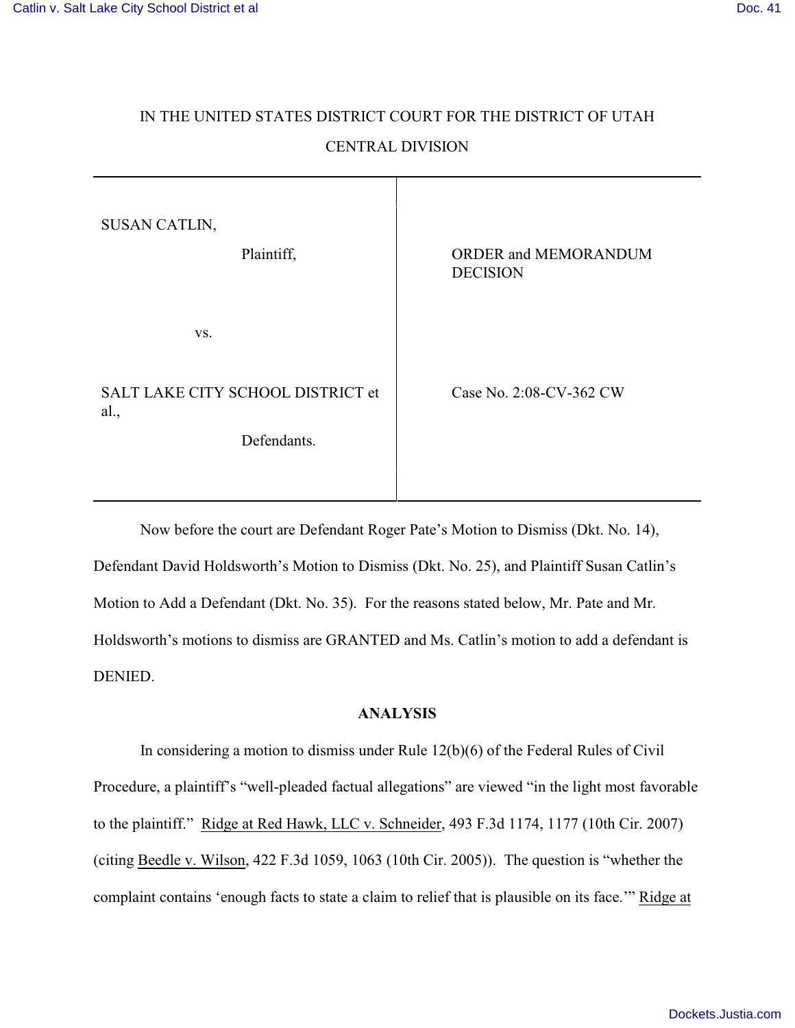IN THE UNITED STATES DISTRICT COURT FOR THE DISTRICT OF UTAH

CENTRAL DIVISION

| | |
|---|---|
| SUSAN CATLIN,<br><br>Plaintiff,<br><br>vs.<br><br>SALT LAKE CITY SCHOOL DISTRICT et al.,<br><br>Defendants. | ORDER and MEMORANDUM DECISION<br><br>Case No. 2:08-CV-362 CW |

Now before the court are Defendant Roger Pate's Motion to Dismiss (Dkt. No. 14), Defendant David Holdsworth's Motion to Dismiss (Dkt. No. 25), and Plaintiff Susan Catlin's Motion to Add a Defendant (Dkt. No. 35). For the reasons stated below, Mr. Pate and Mr. Holdsworth's motions to dismiss are GRANTED and Ms. Catlin's motion to add a defendant is DENIED.

## ANALYSIS

In considering a motion to dismiss under Rule 12(b)(6) of the Federal Rules of Civil Procedure, a plaintiff's "well-pleaded factual allegations" are viewed "in the light most favorable to the plaintiff." Ridge at Red Hawk, LLC v. Schneider, 493 F.3d 1174, 1177 (10th Cir. 2007) (citing Beedle v. Wilson, 422 F.3d 1059, 1063 (10th Cir. 2005)). The question is "whether the complaint contains 'enough facts to state a claim to relief that is plausible on its face.'" Ridge at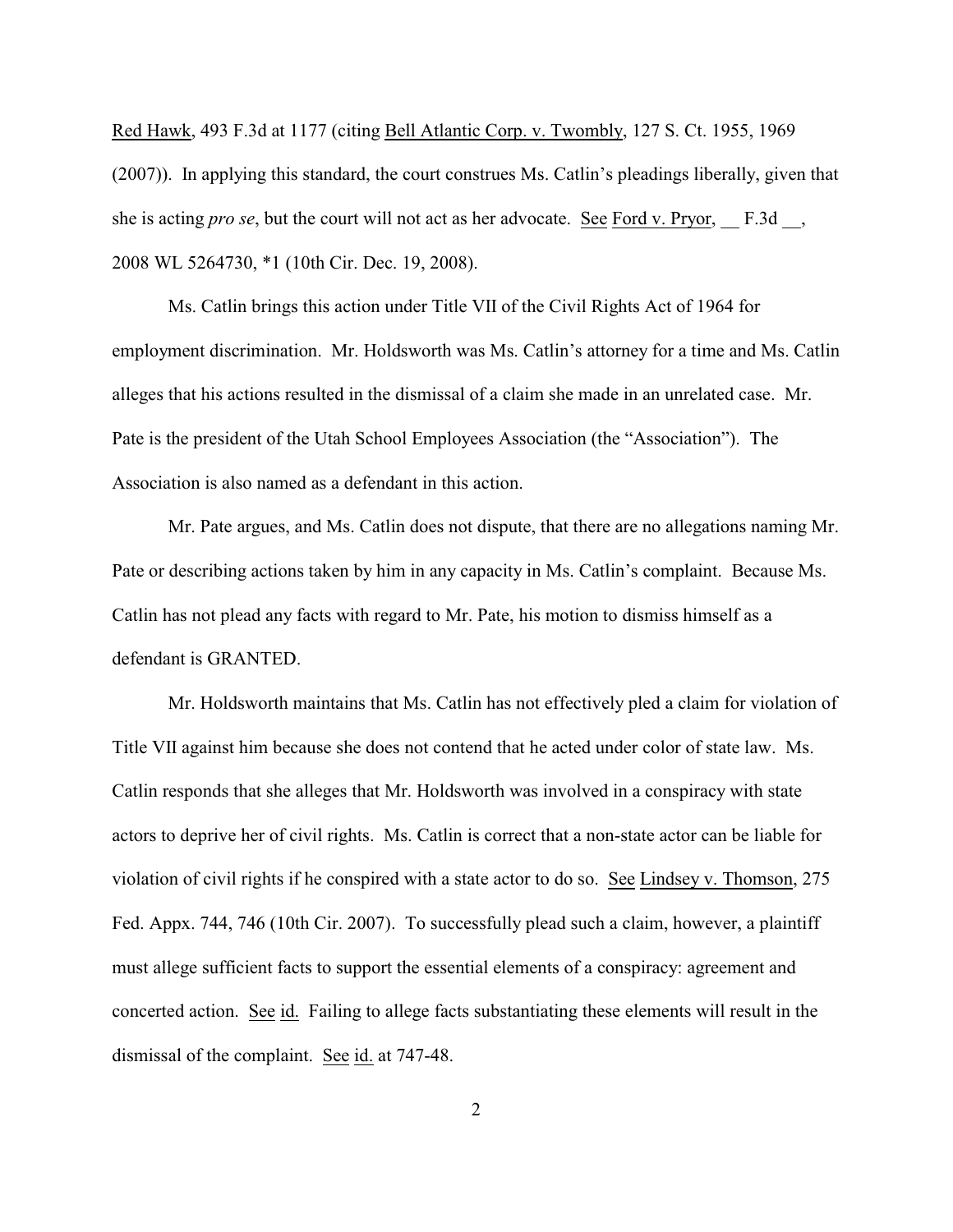Red Hawk, 493 F.3d at 1177 (citing Bell Atlantic Corp. v. Twombly, 127 S. Ct. 1955, 1969 (2007)). In applying this standard, the court construes Ms. Catlin's pleadings liberally, given that she is acting *pro se*, but the court will not act as her advocate. See Ford v. Pryor, __ F.3d __, 2008 WL 5264730, *1 (10th Cir. Dec. 19, 2008).

Ms. Catlin brings this action under Title VII of the Civil Rights Act of 1964 for employment discrimination. Mr. Holdsworth was Ms. Catlin's attorney for a time and Ms. Catlin alleges that his actions resulted in the dismissal of a claim she made in an unrelated case. Mr. Pate is the president of the Utah School Employees Association (the "Association"). The Association is also named as a defendant in this action.

Mr. Pate argues, and Ms. Catlin does not dispute, that there are no allegations naming Mr. Pate or describing actions taken by him in any capacity in Ms. Catlin's complaint. Because Ms. Catlin has not plead any facts with regard to Mr. Pate, his motion to dismiss himself as a defendant is GRANTED.

Mr. Holdsworth maintains that Ms. Catlin has not effectively pled a claim for violation of Title VII against him because she does not contend that he acted under color of state law. Ms. Catlin responds that she alleges that Mr. Holdsworth was involved in a conspiracy with state actors to deprive her of civil rights. Ms. Catlin is correct that a non-state actor can be liable for violation of civil rights if he conspired with a state actor to do so. See Lindsey v. Thomson, 275 Fed. Appx. 744, 746 (10th Cir. 2007). To successfully plead such a claim, however, a plaintiff must allege sufficient facts to support the essential elements of a conspiracy: agreement and concerted action. See id. Failing to allege facts substantiating these elements will result in the dismissal of the complaint. See id. at 747-48.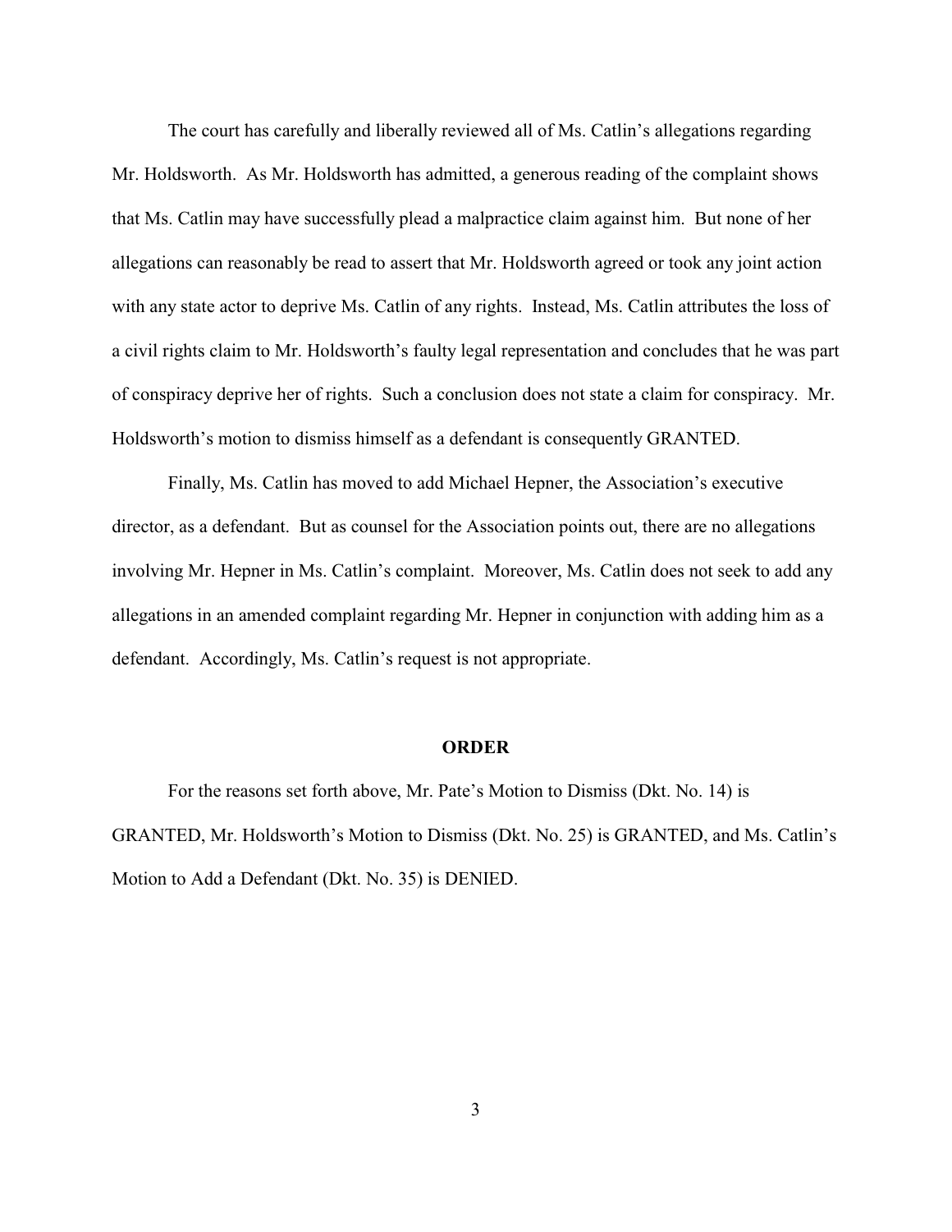The court has carefully and liberally reviewed all of Ms. Catlin's allegations regarding Mr. Holdsworth. As Mr. Holdsworth has admitted, a generous reading of the complaint shows that Ms. Catlin may have successfully plead a malpractice claim against him. But none of her allegations can reasonably be read to assert that Mr. Holdsworth agreed or took any joint action with any state actor to deprive Ms. Catlin of any rights. Instead, Ms. Catlin attributes the loss of a civil rights claim to Mr. Holdsworth's faulty legal representation and concludes that he was part of conspiracy deprive her of rights. Such a conclusion does not state a claim for conspiracy. Mr. Holdsworth's motion to dismiss himself as a defendant is consequently GRANTED.

Finally, Ms. Catlin has moved to add Michael Hepner, the Association's executive director, as a defendant. But as counsel for the Association points out, there are no allegations involving Mr. Hepner in Ms. Catlin's complaint. Moreover, Ms. Catlin does not seek to add any allegations in an amended complaint regarding Mr. Hepner in conjunction with adding him as a defendant. Accordingly, Ms. Catlin's request is not appropriate.

**ORDER**

For the reasons set forth above, Mr. Pate's Motion to Dismiss (Dkt. No. 14) is GRANTED, Mr. Holdsworth's Motion to Dismiss (Dkt. No. 25) is GRANTED, and Ms. Catlin's Motion to Add a Defendant (Dkt. No. 35) is DENIED.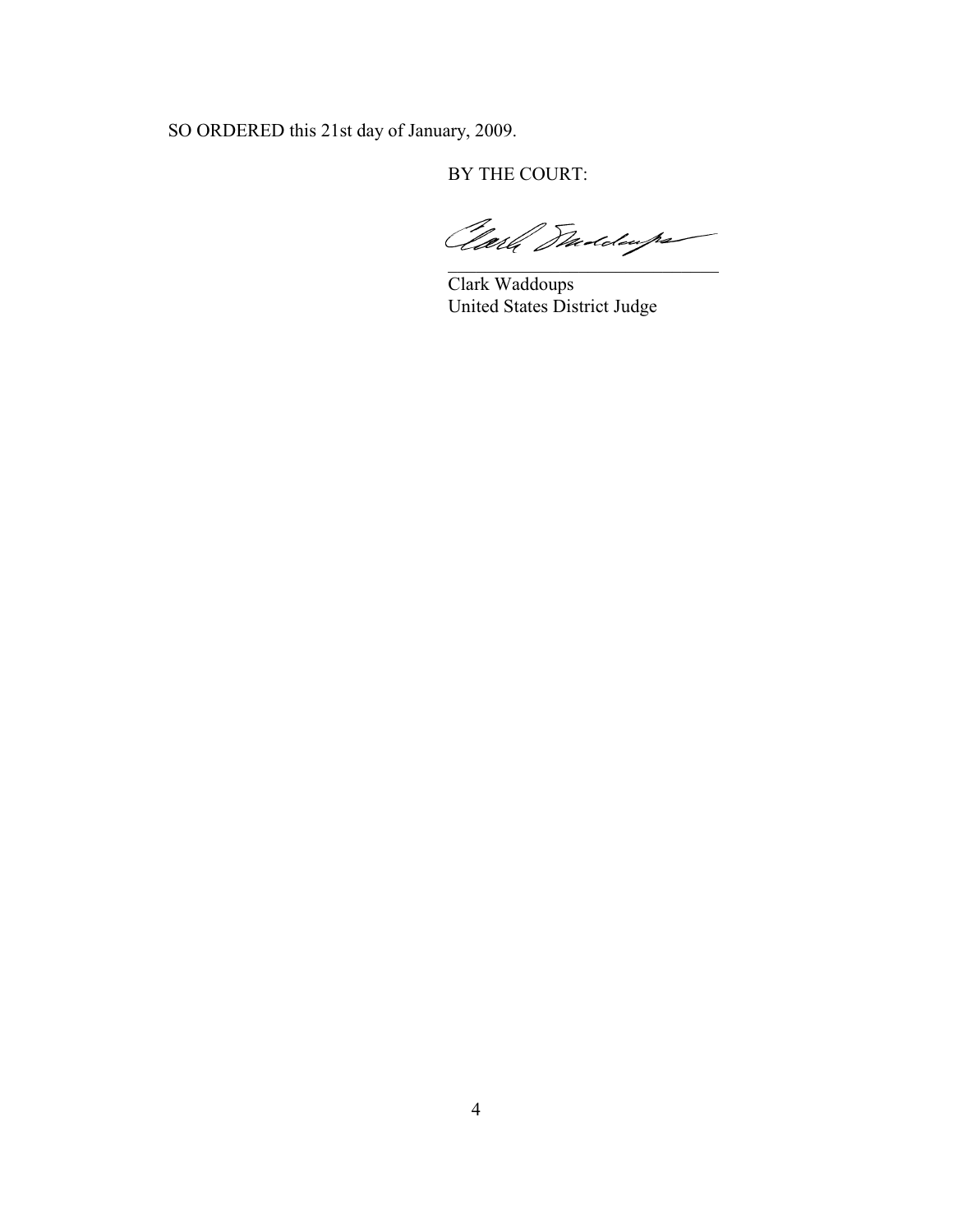SO ORDERED this 21st day of January, 2009.

BY THE COURT:

Clark Waddoups
United States District Judge